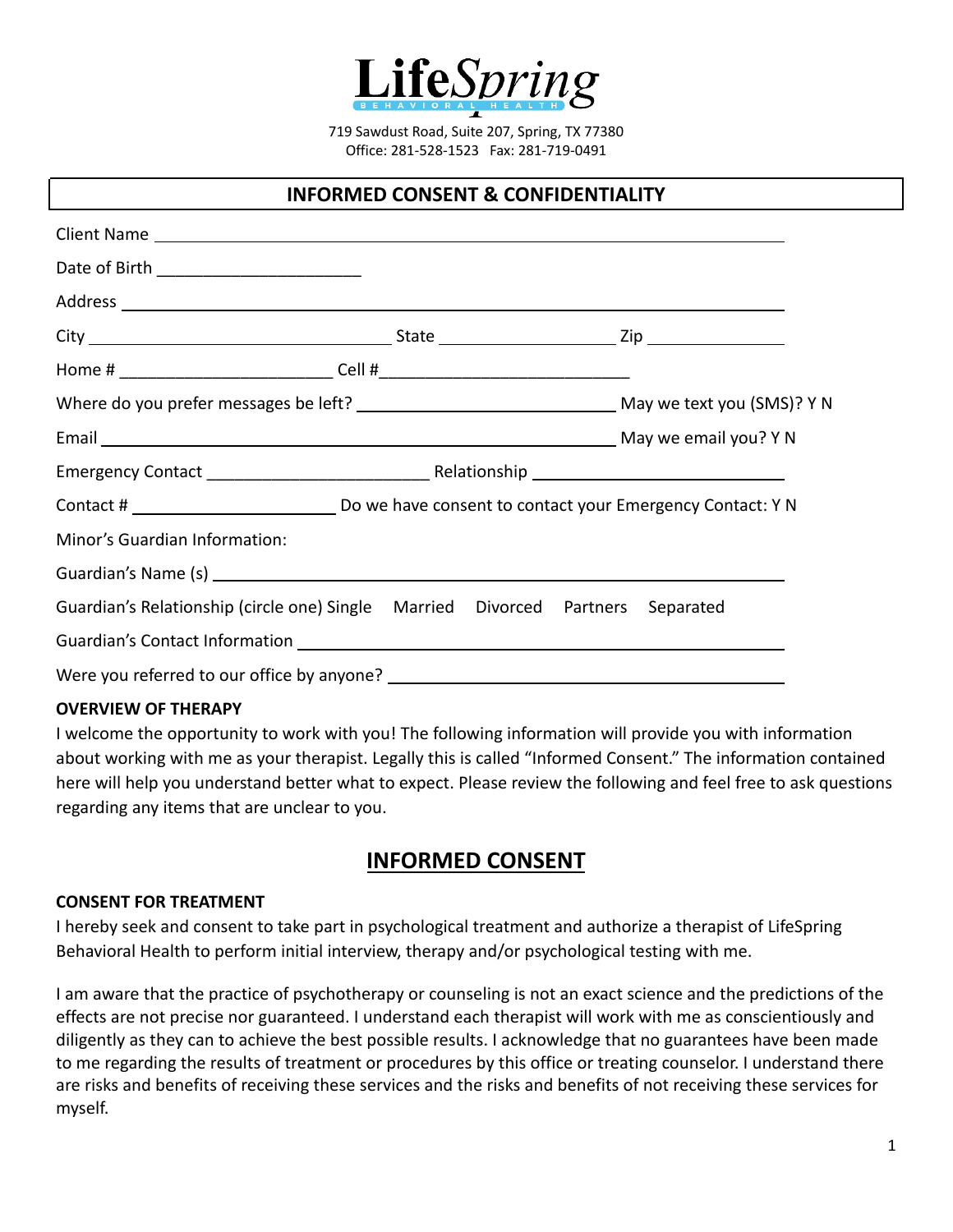**LifeSpring**
BEHAVIORAL HEALTH

719 Sawdust Road, Suite 207, Spring, TX 77380
Office: 281-528-1523 Fax: 281-719-0491

## INFORMED CONSENT & CONFIDENTIALITY

Client Name ______________________________________________

Date of Birth ______________________

Address ______________________________________________

City ______________________ State ______________ Zip ____________

Home # ______________________ Cell #__________________________

Where do you prefer messages be left? __________________________ May we text you (SMS)? Y N

Email ______________________________________________ May we email you? Y N

Emergency Contact ________________________ Relationship __________________________

Contact # ______________________ Do we have consent to contact your Emergency Contact: Y N

Minor's Guardian Information:

Guardian's Name (s) ______________________________________________

Guardian's Relationship (circle one) Single Married Divorced Partners Separated

Guardian's Contact Information ______________________________________________

Were you referred to our office by anyone? ______________________________________________

**OVERVIEW OF THERAPY**

I welcome the opportunity to work with you! The following information will provide you with information about working with me as your therapist. Legally this is called "Informed Consent." The information contained here will help you understand better what to expect. Please review the following and feel free to ask questions regarding any items that are unclear to you.

## INFORMED CONSENT

**CONSENT FOR TREATMENT**

I hereby seek and consent to take part in psychological treatment and authorize a therapist of LifeSpring Behavioral Health to perform initial interview, therapy and/or psychological testing with me.

I am aware that the practice of psychotherapy or counseling is not an exact science and the predictions of the effects are not precise nor guaranteed. I understand each therapist will work with me as conscientiously and diligently as they can to achieve the best possible results. I acknowledge that no guarantees have been made to me regarding the results of treatment or procedures by this office or treating counselor. I understand there are risks and benefits of receiving these services and the risks and benefits of not receiving these services for myself.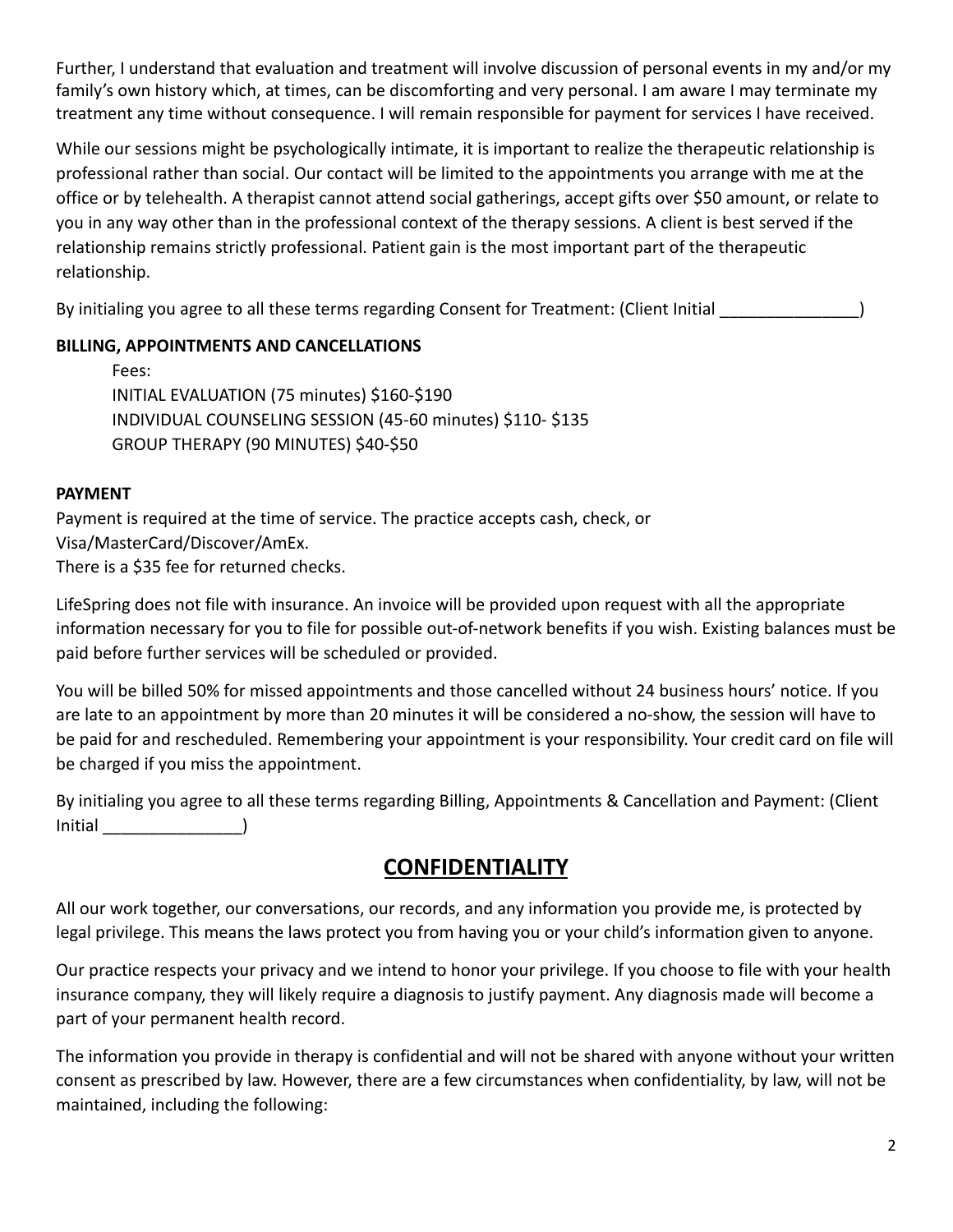Further, I understand that evaluation and treatment will involve discussion of personal events in my and/or my family's own history which, at times, can be discomforting and very personal. I am aware I may terminate my treatment any time without consequence. I will remain responsible for payment for services I have received.

While our sessions might be psychologically intimate, it is important to realize the therapeutic relationship is professional rather than social. Our contact will be limited to the appointments you arrange with me at the office or by telehealth. A therapist cannot attend social gatherings, accept gifts over $50 amount, or relate to you in any way other than in the professional context of the therapy sessions. A client is best served if the relationship remains strictly professional. Patient gain is the most important part of the therapeutic relationship.

By initialing you agree to all these terms regarding Consent for Treatment: (Client Initial _______________)

**BILLING, APPOINTMENTS AND CANCELLATIONS**

Fees:
INITIAL EVALUATION (75 minutes) $160-$190
INDIVIDUAL COUNSELING SESSION (45-60 minutes) $110- $135
GROUP THERAPY (90 MINUTES) $40-$50

**PAYMENT**

Payment is required at the time of service. The practice accepts cash, check, or Visa/MasterCard/Discover/AmEx.
There is a $35 fee for returned checks.

LifeSpring does not file with insurance. An invoice will be provided upon request with all the appropriate information necessary for you to file for possible out-of-network benefits if you wish. Existing balances must be paid before further services will be scheduled or provided.

You will be billed 50% for missed appointments and those cancelled without 24 business hours' notice. If you are late to an appointment by more than 20 minutes it will be considered a no-show, the session will have to be paid for and rescheduled. Remembering your appointment is your responsibility. Your credit card on file will be charged if you miss the appointment.

By initialing you agree to all these terms regarding Billing, Appointments & Cancellation and Payment: (Client Initial _______________)

## CONFIDENTIALITY

All our work together, our conversations, our records, and any information you provide me, is protected by legal privilege. This means the laws protect you from having you or your child's information given to anyone.

Our practice respects your privacy and we intend to honor your privilege. If you choose to file with your health insurance company, they will likely require a diagnosis to justify payment. Any diagnosis made will become a part of your permanent health record.

The information you provide in therapy is confidential and will not be shared with anyone without your written consent as prescribed by law. However, there are a few circumstances when confidentiality, by law, will not be maintained, including the following: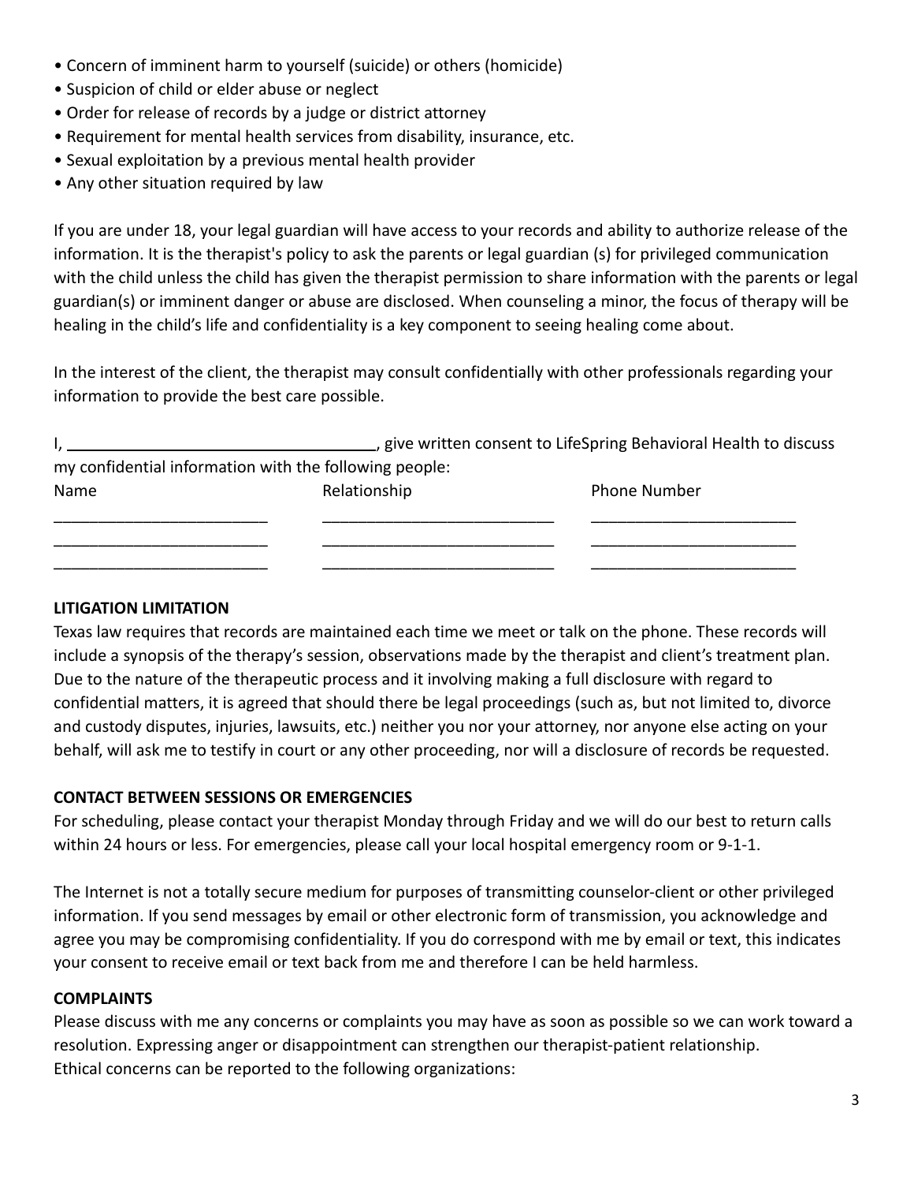- Concern of imminent harm to yourself (suicide) or others (homicide)
- Suspicion of child or elder abuse or neglect
- Order for release of records by a judge or district attorney
- Requirement for mental health services from disability, insurance, etc.
- Sexual exploitation by a previous mental health provider
- Any other situation required by law

If you are under 18, your legal guardian will have access to your records and ability to authorize release of the information. It is the therapist's policy to ask the parents or legal guardian (s) for privileged communication with the child unless the child has given the therapist permission to share information with the parents or legal guardian(s) or imminent danger or abuse are disclosed. When counseling a minor, the focus of therapy will be healing in the child's life and confidentiality is a key component to seeing healing come about.

In the interest of the client, the therapist may consult confidentially with other professionals regarding your information to provide the best care possible.

I, ____________________________________, give written consent to LifeSpring Behavioral Health to discuss my confidential information with the following people:

| Name | Relationship | Phone Number |
|---|---|---|
| ________________________ | __________________________ | _______________________ |
| ________________________ | __________________________ | _______________________ |
| ________________________ | __________________________ | _______________________ |

**LITIGATION LIMITATION**

Texas law requires that records are maintained each time we meet or talk on the phone. These records will include a synopsis of the therapy's session, observations made by the therapist and client's treatment plan. Due to the nature of the therapeutic process and it involving making a full disclosure with regard to confidential matters, it is agreed that should there be legal proceedings (such as, but not limited to, divorce and custody disputes, injuries, lawsuits, etc.) neither you nor your attorney, nor anyone else acting on your behalf, will ask me to testify in court or any other proceeding, nor will a disclosure of records be requested.

**CONTACT BETWEEN SESSIONS OR EMERGENCIES**

For scheduling, please contact your therapist Monday through Friday and we will do our best to return calls within 24 hours or less. For emergencies, please call your local hospital emergency room or 9-1-1.

The Internet is not a totally secure medium for purposes of transmitting counselor-client or other privileged information. If you send messages by email or other electronic form of transmission, you acknowledge and agree you may be compromising confidentiality. If you do correspond with me by email or text, this indicates your consent to receive email or text back from me and therefore I can be held harmless.

**COMPLAINTS**

Please discuss with me any concerns or complaints you may have as soon as possible so we can work toward a resolution. Expressing anger or disappointment can strengthen our therapist-patient relationship.
Ethical concerns can be reported to the following organizations: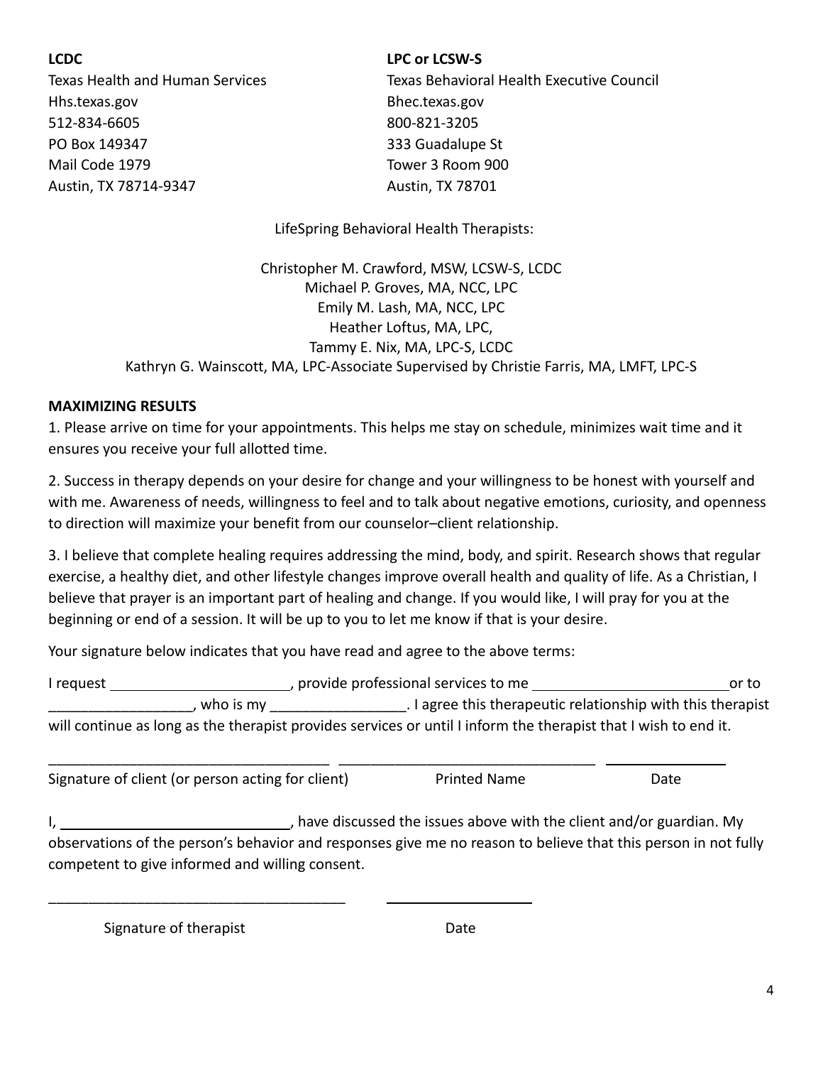**LCDC**
Texas Health and Human Services
Hhs.texas.gov
512-834-6605
PO Box 149347
Mail Code 1979
Austin, TX 78714-9347

**LPC or LCSW-S**
Texas Behavioral Health Executive Council
Bhec.texas.gov
800-821-3205
333 Guadalupe St
Tower 3 Room 900
Austin, TX 78701

LifeSpring Behavioral Health Therapists:

Christopher M. Crawford, MSW, LCSW-S, LCDC
Michael P. Groves, MA, NCC, LPC
Emily M. Lash, MA, NCC, LPC
Heather Loftus, MA, LPC,
Tammy E. Nix, MA, LPC-S, LCDC
Kathryn G. Wainscott, MA, LPC-Associate Supervised by Christie Farris, MA, LMFT, LPC-S

**MAXIMIZING RESULTS**

1. Please arrive on time for your appointments. This helps me stay on schedule, minimizes wait time and it ensures you receive your full allotted time.

2. Success in therapy depends on your desire for change and your willingness to be honest with yourself and with me. Awareness of needs, willingness to feel and to talk about negative emotions, curiosity, and openness to direction will maximize your benefit from our counselor–client relationship.

3. I believe that complete healing requires addressing the mind, body, and spirit. Research shows that regular exercise, a healthy diet, and other lifestyle changes improve overall health and quality of life. As a Christian, I believe that prayer is an important part of healing and change. If you would like, I will pray for you at the beginning or end of a session. It will be up to you to let me know if that is your desire.

Your signature below indicates that you have read and agree to the above terms:

I request ______________________, provide professional services to me _________________________ or to _________________, who is my ________________. I agree this therapeutic relationship with this therapist will continue as long as the therapist provides services or until I inform the therapist that I wish to end it.

___________________________________ ________________________________ _______________

Signature of client (or person acting for client) Printed Name Date

I, ____________________________, have discussed the issues above with the client and/or guardian. My observations of the person's behavior and responses give me no reason to believe that this person in not fully competent to give informed and willing consent.

_____________________________________ __________________

Signature of therapist Date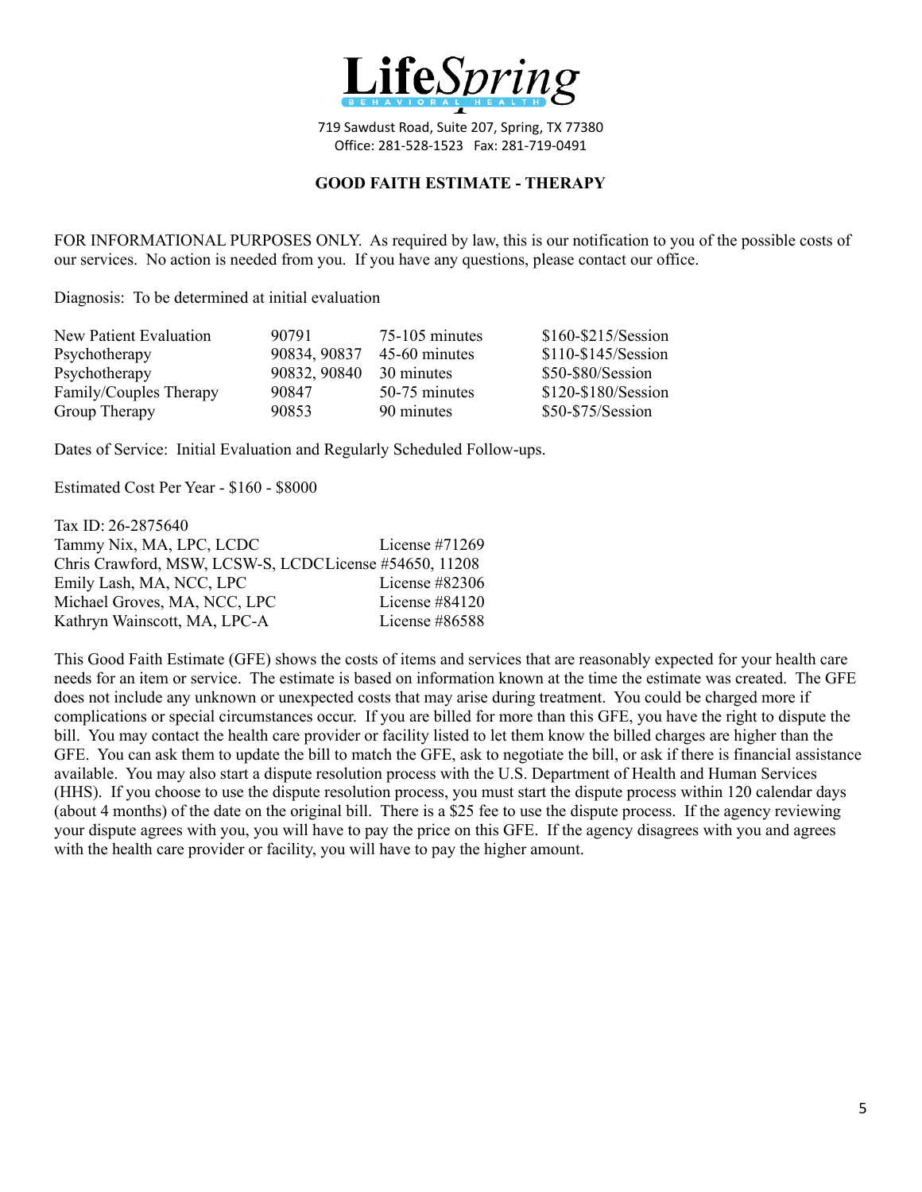# LifeSpring

BEHAVIORAL HEALTH

719 Sawdust Road, Suite 207, Spring, TX 77380
Office: 281-528-1523 Fax: 281-719-0491

## GOOD FAITH ESTIMATE - THERAPY

FOR INFORMATIONAL PURPOSES ONLY. As required by law, this is our notification to you of the possible costs of our services. No action is needed from you. If you have any questions, please contact our office.

Diagnosis: To be determined at initial evaluation

| | | | |
|---|---|---|---|
| New Patient Evaluation | 90791 | 75-105 minutes | $160-$215/Session |
| Psychotherapy | 90834, 90837 | 45-60 minutes | $110-$145/Session |
| Psychotherapy | 90832, 90840 | 30 minutes | $50-$80/Session |
| Family/Couples Therapy | 90847 | 50-75 minutes | $120-$180/Session |
| Group Therapy | 90853 | 90 minutes | $50-$75/Session |

Dates of Service: Initial Evaluation and Regularly Scheduled Follow-ups.

Estimated Cost Per Year - $160 - $8000

Tax ID: 26-2875640

| | |
|---|---|
| Tammy Nix, MA, LPC, LCDC | License #71269 |
| Chris Crawford, MSW, LCSW-S, LCDC | License #54650, 11208 |
| Emily Lash, MA, NCC, LPC | License #82306 |
| Michael Groves, MA, NCC, LPC | License #84120 |
| Kathryn Wainscott, MA, LPC-A | License #86588 |

This Good Faith Estimate (GFE) shows the costs of items and services that are reasonably expected for your health care needs for an item or service. The estimate is based on information known at the time the estimate was created. The GFE does not include any unknown or unexpected costs that may arise during treatment. You could be charged more if complications or special circumstances occur. If you are billed for more than this GFE, you have the right to dispute the bill. You may contact the health care provider or facility listed to let them know the billed charges are higher than the GFE. You can ask them to update the bill to match the GFE, ask to negotiate the bill, or ask if there is financial assistance available. You may also start a dispute resolution process with the U.S. Department of Health and Human Services (HHS). If you choose to use the dispute resolution process, you must start the dispute process within 120 calendar days (about 4 months) of the date on the original bill. There is a $25 fee to use the dispute process. If the agency reviewing your dispute agrees with you, you will have to pay the price on this GFE. If the agency disagrees with you and agrees with the health care provider or facility, you will have to pay the higher amount.